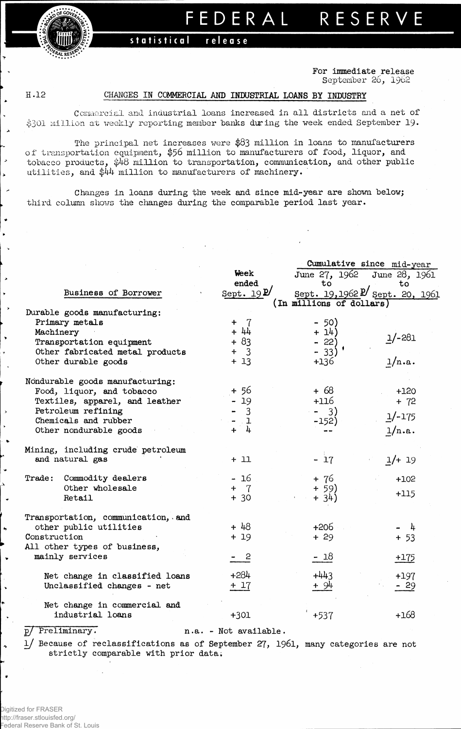FEDERAL RESERVE

statistical release

For immediate release
September 26, 1962

H.12

## CHANGES IN COMMERCIAL AND INDUSTRIAL LOANS BY INDUSTRY

Commercial and industrial loans increased in all districts and a net of $301 million at weekly reporting member banks during the week ended September 19.

The principal net increases were $83 million in loans to manufacturers of transportation equipment, $56 million to manufacturers of food, liquor, and tobacco products, $48 million to transportation, communication, and other public utilities, and $44 million to manufacturers of machinery.

Changes in loans during the week and since mid-year are shown below; third column shows the changes during the comparable period last year.

| Business of Borrower | Week ended Sept. 19 p/ | Cumulative since mid-year: June 27, 1962 to Sept. 19, 1962 p/ | Cumulative since mid-year: June 28, 1961 to Sept. 20, 1961 |
|---|---|---|---|
| | (In millions of dollars) | | |
| **Durable goods manufacturing:** | | | |
| Primary metals | + 7 | - 50) | |
| Machinery | + 44 | + 14) | 1/-281 |
| Transportation equipment | + 83 | - 22) | |
| Other fabricated metal products | + 3 | - 33) | |
| Other durable goods | + 13 | +136 | 1/n.a. |
| **Nondurable goods manufacturing:** | | | |
| Food, liquor, and tobacco | + 56 | + 68 | +120 |
| Textiles, apparel, and leather | - 19 | +116 | + 72 |
| Petroleum refining | - 3 | - 3) | 1/-175 |
| Chemicals and rubber | - 1 | -152) | |
| Other nondurable goods | + 4 | -- | 1/n.a. |
| Mining, including crude petroleum and natural gas | + 11 | - 17 | 1/+ 19 |
| Trade: Commodity dealers | - 16 | + 76 | +102 |
| Other wholesale | + 7 | + 59) | +115 |
| Retail | + 30 | + 34) | |
| Transportation, communication, and other public utilities | + 48 | +206 | - 4 |
| Construction | + 19 | + 29 | + 53 |
| All other types of business, mainly services | - 2 | - 18 | +175 |
| Net change in classified loans | +284 | +443 | +197 |
| Unclassified changes - net | + 17 | + 94 | - 29 |
| Net change in commercial and industrial loans | +301 | +537 | +168 |

p/ Preliminary. n.a. - Not available.

1/ Because of reclassifications as of September 27, 1961, many categories are not strictly comparable with prior data.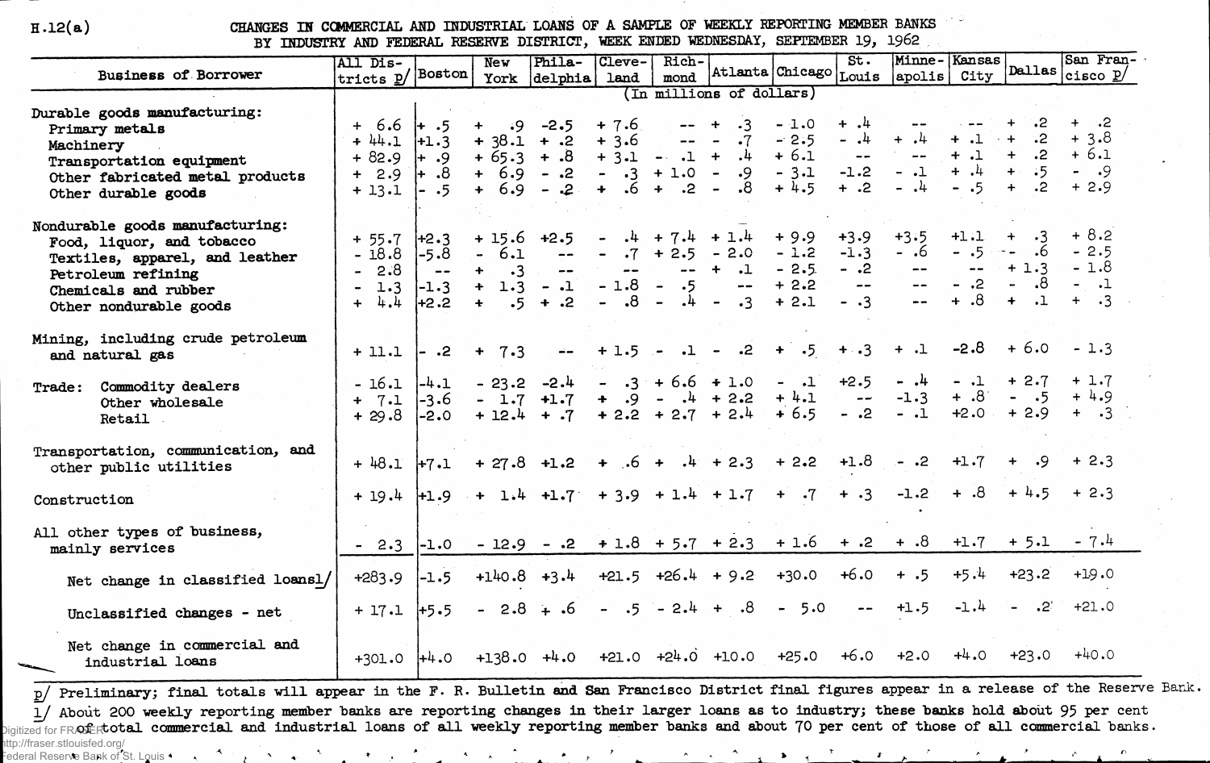H.12(a)

# CHANGES IN COMMERCIAL AND INDUSTRIAL LOANS OF A SAMPLE OF WEEKLY REPORTING MEMBER BANKS BY INDUSTRY AND FEDERAL RESERVE DISTRICT, WEEK ENDED WEDNESDAY, SEPTEMBER 19, 1962

| Business of Borrower | All Districts p/ | Boston | New York | Philadelphia | Cleveland | Richmond | Atlanta | Chicago | St. Louis | Minneapolis | Kansas City | Dallas | San Francisco p/ |
|---|---|---|---|---|---|---|---|---|---|---|---|---|---|
| | (In millions of dollars) | | | | | | | | | | | | |
| **Durable goods manufacturing:** | | | | | | | | | | | | | |
| Primary metals | + 6.6 | + .5 | + .9 | -2.5 | + 7.6 | -- | + .3 | - 1.0 | + .4 | -- | -- | + .2 | + .2 |
| Machinery | + 44.1 | +1.3 | + 38.1 | + .2 | + 3.6 | -- | - .7 | - 2.5 | - .4 | + .4 | + .1 | + .2 | + 3.8 |
| Transportation equipment | + 82.9 | + .9 | + 65.3 | + .8 | + 3.1 | - .1 | + .4 | + 6.1 | -- | -- | + .1 | + .2 | + 6.1 |
| Other fabricated metal products | + 2.9 | + .8 | + 6.9 | - .2 | - .3 | + 1.0 | - .9 | - 3.1 | -1.2 | - .1 | + .4 | + .5 | - .9 |
| Other durable goods | + 13.1 | - .5 | + 6.9 | - .2 | + .6 | + .2 | - .8 | + 4.5 | + .2 | - .4 | - .5 | + .2 | + 2.9 |
| **Nondurable goods manufacturing:** | | | | | | | | | | | | | |
| Food, liquor, and tobacco | + 55.7 | +2.3 | + 15.6 | +2.5 | - .4 | + 7.4 | + 1.4 | + 9.9 | +3.9 | +3.5 | +1.1 | + .3 | + 8.2 |
| Textiles, apparel, and leather | - 18.8 | -5.8 | - 6.1 | -- | - .7 | + 2.5 | - 2.0 | - 1.2 | -1.3 | - .6 | - .5 | - .6 | - 2.5 |
| Petroleum refining | - 2.8 | -- | + .3 | -- | -- | -- | + .1 | - 2.5 | - .2 | -- | -- | + 1.3 | - 1.8 |
| Chemicals and rubber | - 1.3 | -1.3 | + 1.3 | - .1 | - 1.8 | - .5 | -- | + 2.2 | -- | -- | - .2 | - .8 | - .1 |
| Other nondurable goods | + 4.4 | +2.2 | + .5 | + .2 | - .8 | - .4 | - .3 | + 2.1 | - .3 | -- | + .8 | + .1 | + .3 |
| Mining, including crude petroleum and natural gas | + 11.1 | - .2 | + 7.3 | -- | + 1.5 | - .1 | - .2 | + .5 | + .3 | + .1 | -2.8 | + 6.0 | - 1.3 |
| Trade: Commodity dealers | - 16.1 | -4.1 | - 23.2 | -2.4 | - .3 | + 6.6 | + 1.0 | - .1 | +2.5 | - .4 | - .1 | + 2.7 | + 1.7 |
| Other wholesale | + 7.1 | -3.6 | - 1.7 | +1.7 | + .9 | - .4 | + 2.2 | + 4.1 | -- | -1.3 | + .8 | - .5 | + 4.9 |
| Retail | + 29.8 | -2.0 | + 12.4 | + .7 | + 2.2 | + 2.7 | + 2.4 | + 6.5 | - .2 | - .1 | +2.0 | + 2.9 | + .3 |
| Transportation, communication, and other public utilities | + 48.1 | +7.1 | + 27.8 | +1.2 | + .6 | + .4 | + 2.3 | + 2.2 | +1.8 | - .2 | +1.7 | + .9 | + 2.3 |
| Construction | + 19.4 | +1.9 | + 1.4 | +1.7 | + 3.9 | + 1.4 | + 1.7 | + .7 | + .3 | -1.2 | + .8 | + 4.5 | + 2.3 |
| All other types of business, mainly services | - 2.3 | -1.0 | - 12.9 | - .2 | + 1.8 | + 5.7 | + 2.3 | + 1.6 | + .2 | + .8 | +1.7 | + 5.1 | - 7.4 |
| Net change in classified loans 1/ | +283.9 | -1.5 | +140.8 | +3.4 | +21.5 | +26.4 | + 9.2 | +30.0 | +6.0 | + .5 | +5.4 | +23.2 | +19.0 |
| Unclassified changes - net | + 17.1 | +5.5 | - 2.8 | + .6 | - .5 | - 2.4 | + .8 | - 5.0 | -- | +1.5 | -1.4 | - .2 | +21.0 |
| Net change in commercial and industrial loans | +301.0 | +4.0 | +138.0 | +4.0 | +21.0 | +24.0 | +10.0 | +25.0 | +6.0 | +2.0 | +4.0 | +23.0 | +40.0 |

p/ Preliminary; final totals will appear in the F. R. Bulletin and San Francisco District final figures appear in a release of the Reserve Bank.

1/ About 200 weekly reporting member banks are reporting changes in their larger loans as to industry; these banks hold about 95 per cent of total commercial and industrial loans of all weekly reporting member banks and about 70 per cent of those of all commercial banks.